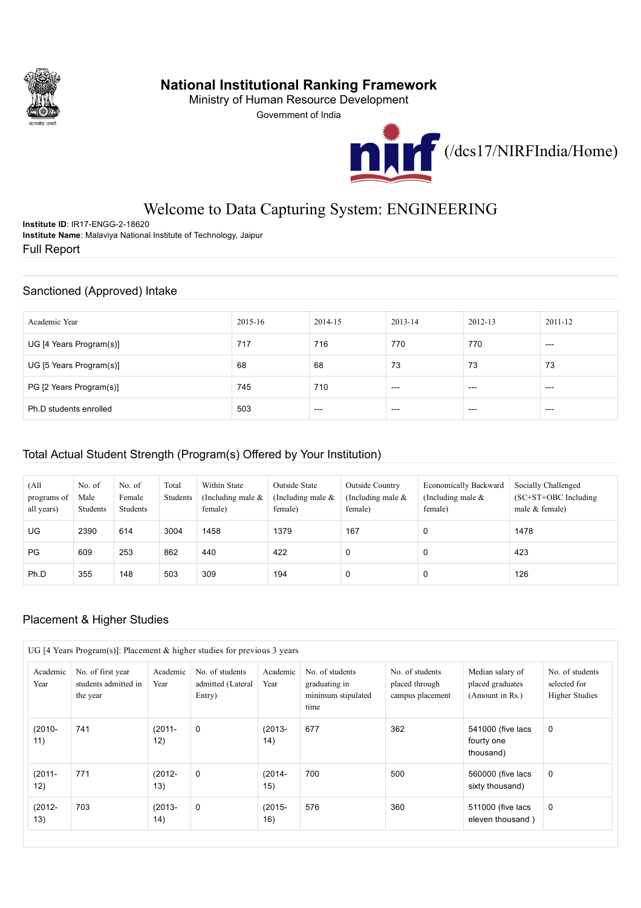# National Institutional Ranking Framework

Ministry of Human Resource Development

Government of India

(/dcs17/NIRFIndia/Home)

## Welcome to Data Capturing System: ENGINEERING

**Institute ID**: IR17-ENGG-2-18620

**Institute Name**: Malaviya National Institute of Technology, Jaipur

Full Report

### Sanctioned (Approved) Intake

| Academic Year | 2015-16 | 2014-15 | 2013-14 | 2012-13 | 2011-12 |
|---|---|---|---|---|---|
| UG [4 Years Program(s)] | 717 | 716 | 770 | 770 | --- |
| UG [5 Years Program(s)] | 68 | 68 | 73 | 73 | 73 |
| PG [2 Years Program(s)] | 745 | 710 | --- | --- | --- |
| Ph.D students enrolled | 503 | --- | --- | --- | --- |

### Total Actual Student Strength (Program(s) Offered by Your Institution)

| (All programs of all years) | No. of Male Students | No. of Female Students | Total Students | Within State (Including male & female) | Outside State (Including male & female) | Outside Country (Including male & female) | Economically Backward (Including male & female) | Socially Challenged (SC+ST+OBC Including male & female) |
|---|---|---|---|---|---|---|---|---|
| UG | 2390 | 614 | 3004 | 1458 | 1379 | 167 | 0 | 1478 |
| PG | 609 | 253 | 862 | 440 | 422 | 0 | 0 | 423 |
| Ph.D | 355 | 148 | 503 | 309 | 194 | 0 | 0 | 126 |

### Placement & Higher Studies

UG [4 Years Program(s)]: Placement & higher studies for previous 3 years

| Academic Year | No. of first year students admitted in the year | Academic Year | No. of students admitted (Lateral Entry) | Academic Year | No. of students graduating in minimum stipulated time | No. of students placed through campus placement | Median salary of placed graduates (Amount in Rs.) | No. of students selected for Higher Studies |
|---|---|---|---|---|---|---|---|---|
| (2010-11) | 741 | (2011-12) | 0 | (2013-14) | 677 | 362 | 541000 (five lacs fourty one thousand) | 0 |
| (2011-12) | 771 | (2012-13) | 0 | (2014-15) | 700 | 500 | 560000 (five lacs sixty thousand) | 0 |
| (2012-13) | 703 | (2013-14) | 0 | (2015-16) | 576 | 360 | 511000 (five lacs eleven thousand ) | 0 |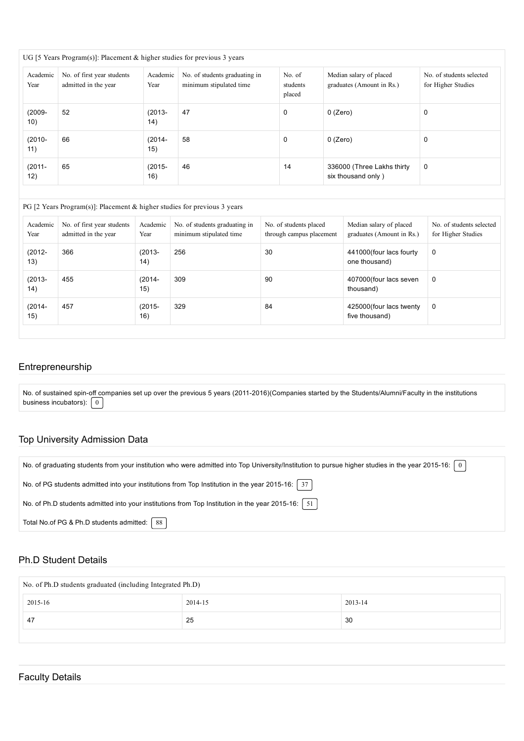UG [5 Years Program(s)]: Placement & higher studies for previous 3 years

| Academic Year | No. of first year students admitted in the year | Academic Year | No. of students graduating in minimum stipulated time | No. of students placed | Median salary of placed graduates (Amount in Rs.) | No. of students selected for Higher Studies |
|---|---|---|---|---|---|---|
| (2009-10) | 52 | (2013-14) | 47 | 0 | 0 (Zero) | 0 |
| (2010-11) | 66 | (2014-15) | 58 | 0 | 0 (Zero) | 0 |
| (2011-12) | 65 | (2015-16) | 46 | 14 | 336000 (Three Lakhs thirty six thousand only ) | 0 |

PG [2 Years Program(s)]: Placement & higher studies for previous 3 years

| Academic Year | No. of first year students admitted in the year | Academic Year | No. of students graduating in minimum stipulated time | No. of students placed through campus placement | Median salary of placed graduates (Amount in Rs.) | No. of students selected for Higher Studies |
|---|---|---|---|---|---|---|
| (2012-13) | 366 | (2013-14) | 256 | 30 | 441000(four lacs fourty one thousand) | 0 |
| (2013-14) | 455 | (2014-15) | 309 | 90 | 407000(four lacs seven thousand) | 0 |
| (2014-15) | 457 | (2015-16) | 329 | 84 | 425000(four lacs twenty five thousand) | 0 |

## Entrepreneurship

No. of sustained spin-off companies set up over the previous 5 years (2011-2016)(Companies started by the Students/Alumni/Faculty in the institutions business incubators): 0

## Top University Admission Data

No. of graduating students from your institution who were admitted into Top University/Institution to pursue higher studies in the year 2015-16: 0

No. of PG students admitted into your institutions from Top Institution in the year 2015-16: 37

No. of Ph.D students admitted into your institutions from Top Institution in the year 2015-16: 51

Total No.of PG & Ph.D students admitted: 88

## Ph.D Student Details

No. of Ph.D students graduated (including Integrated Ph.D)

| 2015-16 | 2014-15 | 2013-14 |
|---|---|---|
| 47 | 25 | 30 |

## Faculty Details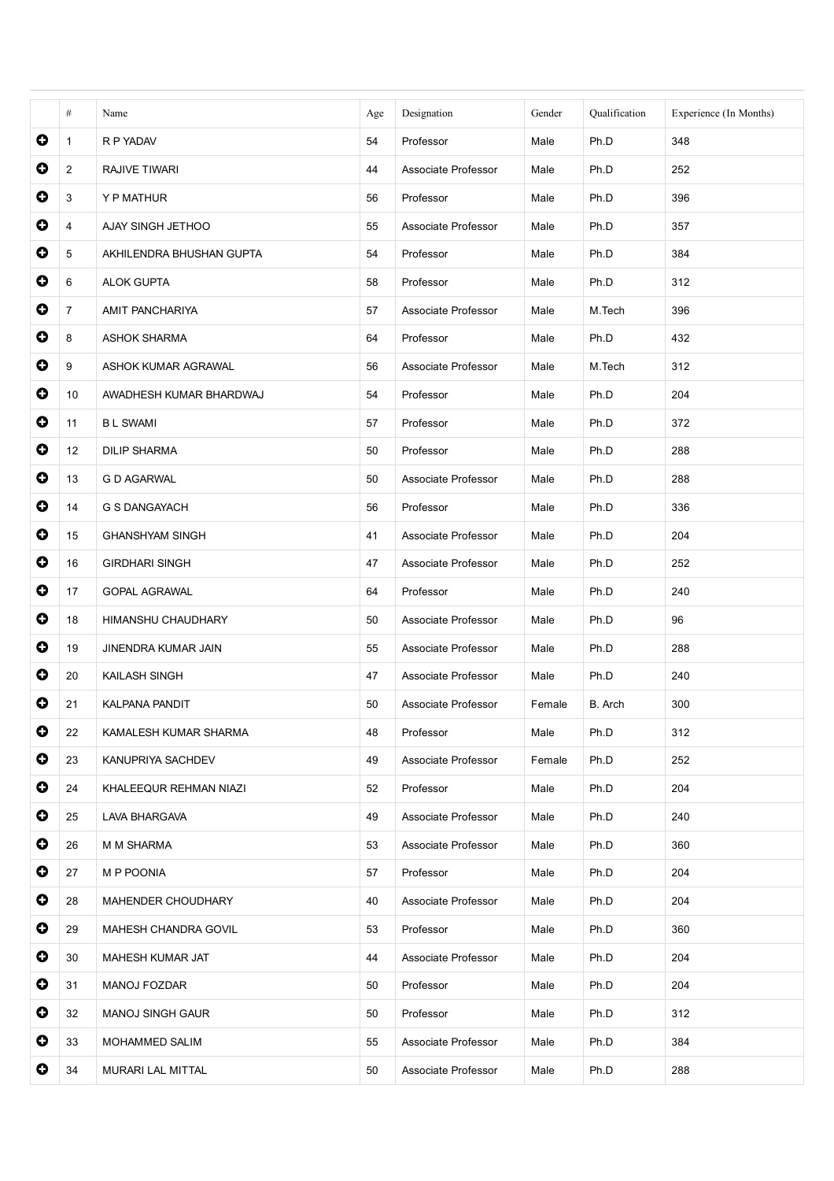| | # | Name | Age | Designation | Gender | Qualification | Experience (In Months) |
|---|---|---|---|---|---|---|---|
| ⊕ | 1 | R P YADAV | 54 | Professor | Male | Ph.D | 348 |
| ⊕ | 2 | RAJIVE TIWARI | 44 | Associate Professor | Male | Ph.D | 252 |
| ⊕ | 3 | Y P MATHUR | 56 | Professor | Male | Ph.D | 396 |
| ⊕ | 4 | AJAY SINGH JETHOO | 55 | Associate Professor | Male | Ph.D | 357 |
| ⊕ | 5 | AKHILENDRA BHUSHAN GUPTA | 54 | Professor | Male | Ph.D | 384 |
| ⊕ | 6 | ALOK GUPTA | 58 | Professor | Male | Ph.D | 312 |
| ⊕ | 7 | AMIT PANCHARIYA | 57 | Associate Professor | Male | M.Tech | 396 |
| ⊕ | 8 | ASHOK SHARMA | 64 | Professor | Male | Ph.D | 432 |
| ⊕ | 9 | ASHOK KUMAR AGRAWAL | 56 | Associate Professor | Male | M.Tech | 312 |
| ⊕ | 10 | AWADHESH KUMAR BHARDWAJ | 54 | Professor | Male | Ph.D | 204 |
| ⊕ | 11 | B L SWAMI | 57 | Professor | Male | Ph.D | 372 |
| ⊕ | 12 | DILIP SHARMA | 50 | Professor | Male | Ph.D | 288 |
| ⊕ | 13 | G D AGARWAL | 50 | Associate Professor | Male | Ph.D | 288 |
| ⊕ | 14 | G S DANGAYACH | 56 | Professor | Male | Ph.D | 336 |
| ⊕ | 15 | GHANSHYAM SINGH | 41 | Associate Professor | Male | Ph.D | 204 |
| ⊕ | 16 | GIRDHARI SINGH | 47 | Associate Professor | Male | Ph.D | 252 |
| ⊕ | 17 | GOPAL AGRAWAL | 64 | Professor | Male | Ph.D | 240 |
| ⊕ | 18 | HIMANSHU CHAUDHARY | 50 | Associate Professor | Male | Ph.D | 96 |
| ⊕ | 19 | JINENDRA KUMAR JAIN | 55 | Associate Professor | Male | Ph.D | 288 |
| ⊕ | 20 | KAILASH SINGH | 47 | Associate Professor | Male | Ph.D | 240 |
| ⊕ | 21 | KALPANA PANDIT | 50 | Associate Professor | Female | B. Arch | 300 |
| ⊕ | 22 | KAMALESH KUMAR SHARMA | 48 | Professor | Male | Ph.D | 312 |
| ⊕ | 23 | KANUPRIYA SACHDEV | 49 | Associate Professor | Female | Ph.D | 252 |
| ⊕ | 24 | KHALEEQUR REHMAN NIAZI | 52 | Professor | Male | Ph.D | 204 |
| ⊕ | 25 | LAVA BHARGAVA | 49 | Associate Professor | Male | Ph.D | 240 |
| ⊕ | 26 | M M SHARMA | 53 | Associate Professor | Male | Ph.D | 360 |
| ⊕ | 27 | M P POONIA | 57 | Professor | Male | Ph.D | 204 |
| ⊕ | 28 | MAHENDER CHOUDHARY | 40 | Associate Professor | Male | Ph.D | 204 |
| ⊕ | 29 | MAHESH CHANDRA GOVIL | 53 | Professor | Male | Ph.D | 360 |
| ⊕ | 30 | MAHESH KUMAR JAT | 44 | Associate Professor | Male | Ph.D | 204 |
| ⊕ | 31 | MANOJ FOZDAR | 50 | Professor | Male | Ph.D | 204 |
| ⊕ | 32 | MANOJ SINGH GAUR | 50 | Professor | Male | Ph.D | 312 |
| ⊕ | 33 | MOHAMMED SALIM | 55 | Associate Professor | Male | Ph.D | 384 |
| ⊕ | 34 | MURARI LAL MITTAL | 50 | Associate Professor | Male | Ph.D | 288 |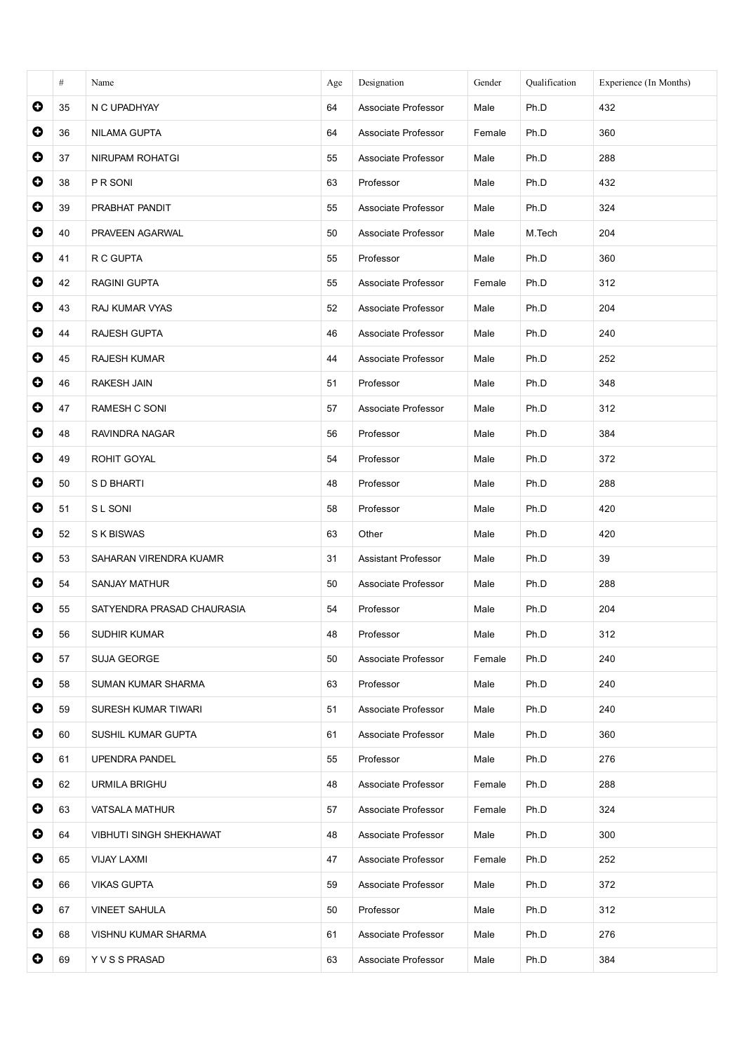|  | # | Name | Age | Designation | Gender | Qualification | Experience (In Months) |
|---|---|---|---|---|---|---|---|
|  | 35 | N C UPADHYAY | 64 | Associate Professor | Male | Ph.D | 432 |
|  | 36 | NILAMA GUPTA | 64 | Associate Professor | Female | Ph.D | 360 |
|  | 37 | NIRUPAM ROHATGI | 55 | Associate Professor | Male | Ph.D | 288 |
|  | 38 | P R SONI | 63 | Professor | Male | Ph.D | 432 |
|  | 39 | PRABHAT PANDIT | 55 | Associate Professor | Male | Ph.D | 324 |
|  | 40 | PRAVEEN AGARWAL | 50 | Associate Professor | Male | M.Tech | 204 |
|  | 41 | R C GUPTA | 55 | Professor | Male | Ph.D | 360 |
|  | 42 | RAGINI GUPTA | 55 | Associate Professor | Female | Ph.D | 312 |
|  | 43 | RAJ KUMAR VYAS | 52 | Associate Professor | Male | Ph.D | 204 |
|  | 44 | RAJESH GUPTA | 46 | Associate Professor | Male | Ph.D | 240 |
|  | 45 | RAJESH KUMAR | 44 | Associate Professor | Male | Ph.D | 252 |
|  | 46 | RAKESH JAIN | 51 | Professor | Male | Ph.D | 348 |
|  | 47 | RAMESH C SONI | 57 | Associate Professor | Male | Ph.D | 312 |
|  | 48 | RAVINDRA NAGAR | 56 | Professor | Male | Ph.D | 384 |
|  | 49 | ROHIT GOYAL | 54 | Professor | Male | Ph.D | 372 |
|  | 50 | S D BHARTI | 48 | Professor | Male | Ph.D | 288 |
|  | 51 | S L SONI | 58 | Professor | Male | Ph.D | 420 |
|  | 52 | S K BISWAS | 63 | Other | Male | Ph.D | 420 |
|  | 53 | SAHARAN VIRENDRA KUAMR | 31 | Assistant Professor | Male | Ph.D | 39 |
|  | 54 | SANJAY MATHUR | 50 | Associate Professor | Male | Ph.D | 288 |
|  | 55 | SATYENDRA PRASAD CHAURASIA | 54 | Professor | Male | Ph.D | 204 |
|  | 56 | SUDHIR KUMAR | 48 | Professor | Male | Ph.D | 312 |
|  | 57 | SUJA GEORGE | 50 | Associate Professor | Female | Ph.D | 240 |
|  | 58 | SUMAN KUMAR SHARMA | 63 | Professor | Male | Ph.D | 240 |
|  | 59 | SURESH KUMAR TIWARI | 51 | Associate Professor | Male | Ph.D | 240 |
|  | 60 | SUSHIL KUMAR GUPTA | 61 | Associate Professor | Male | Ph.D | 360 |
|  | 61 | UPENDRA PANDEL | 55 | Professor | Male | Ph.D | 276 |
|  | 62 | URMILA BRIGHU | 48 | Associate Professor | Female | Ph.D | 288 |
|  | 63 | VATSALA MATHUR | 57 | Associate Professor | Female | Ph.D | 324 |
|  | 64 | VIBHUTI SINGH SHEKHAWAT | 48 | Associate Professor | Male | Ph.D | 300 |
|  | 65 | VIJAY LAXMI | 47 | Associate Professor | Female | Ph.D | 252 |
|  | 66 | VIKAS GUPTA | 59 | Associate Professor | Male | Ph.D | 372 |
|  | 67 | VINEET SAHULA | 50 | Professor | Male | Ph.D | 312 |
|  | 68 | VISHNU KUMAR SHARMA | 61 | Associate Professor | Male | Ph.D | 276 |
|  | 69 | Y V S S PRASAD | 63 | Associate Professor | Male | Ph.D | 384 |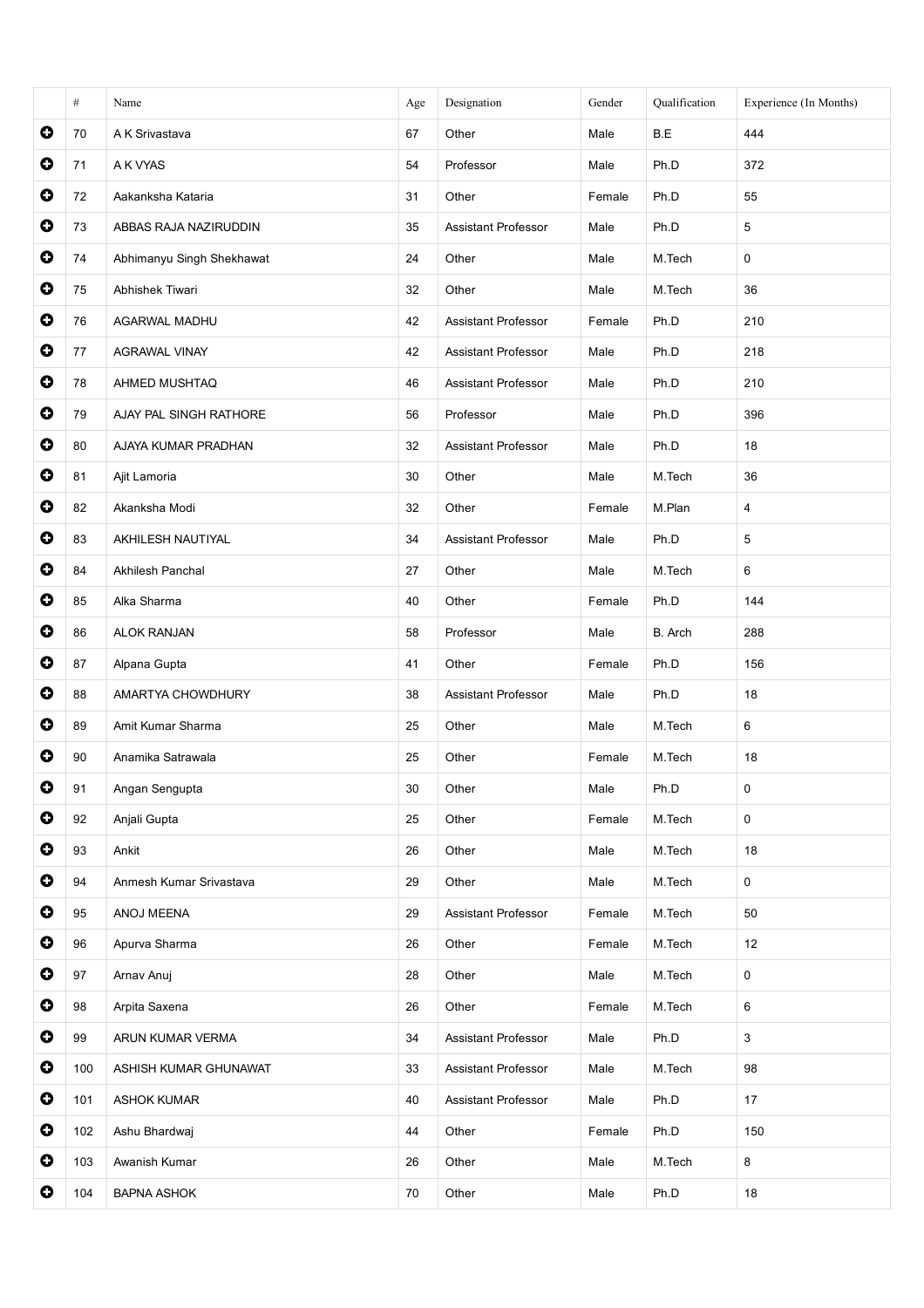| | # | Name | Age | Designation | Gender | Qualification | Experience (In Months) |
|---|---|---|---|---|---|---|---|
| ⊕ | 70 | A K Srivastava | 67 | Other | Male | B.E | 444 |
| ⊕ | 71 | A K VYAS | 54 | Professor | Male | Ph.D | 372 |
| ⊕ | 72 | Aakanksha Kataria | 31 | Other | Female | Ph.D | 55 |
| ⊕ | 73 | ABBAS RAJA NAZIRUDDIN | 35 | Assistant Professor | Male | Ph.D | 5 |
| ⊕ | 74 | Abhimanyu Singh Shekhawat | 24 | Other | Male | M.Tech | 0 |
| ⊕ | 75 | Abhishek Tiwari | 32 | Other | Male | M.Tech | 36 |
| ⊕ | 76 | AGARWAL MADHU | 42 | Assistant Professor | Female | Ph.D | 210 |
| ⊕ | 77 | AGRAWAL VINAY | 42 | Assistant Professor | Male | Ph.D | 218 |
| ⊕ | 78 | AHMED MUSHTAQ | 46 | Assistant Professor | Male | Ph.D | 210 |
| ⊕ | 79 | AJAY PAL SINGH RATHORE | 56 | Professor | Male | Ph.D | 396 |
| ⊕ | 80 | AJAYA KUMAR PRADHAN | 32 | Assistant Professor | Male | Ph.D | 18 |
| ⊕ | 81 | Ajit Lamoria | 30 | Other | Male | M.Tech | 36 |
| ⊕ | 82 | Akanksha Modi | 32 | Other | Female | M.Plan | 4 |
| ⊕ | 83 | AKHILESH NAUTIYAL | 34 | Assistant Professor | Male | Ph.D | 5 |
| ⊕ | 84 | Akhilesh Panchal | 27 | Other | Male | M.Tech | 6 |
| ⊕ | 85 | Alka Sharma | 40 | Other | Female | Ph.D | 144 |
| ⊕ | 86 | ALOK RANJAN | 58 | Professor | Male | B. Arch | 288 |
| ⊕ | 87 | Alpana Gupta | 41 | Other | Female | Ph.D | 156 |
| ⊕ | 88 | AMARTYA CHOWDHURY | 38 | Assistant Professor | Male | Ph.D | 18 |
| ⊕ | 89 | Amit Kumar Sharma | 25 | Other | Male | M.Tech | 6 |
| ⊕ | 90 | Anamika Satrawala | 25 | Other | Female | M.Tech | 18 |
| ⊕ | 91 | Angan Sengupta | 30 | Other | Male | Ph.D | 0 |
| ⊕ | 92 | Anjali Gupta | 25 | Other | Female | M.Tech | 0 |
| ⊕ | 93 | Ankit | 26 | Other | Male | M.Tech | 18 |
| ⊕ | 94 | Anmesh Kumar Srivastava | 29 | Other | Male | M.Tech | 0 |
| ⊕ | 95 | ANOJ MEENA | 29 | Assistant Professor | Female | M.Tech | 50 |
| ⊕ | 96 | Apurva Sharma | 26 | Other | Female | M.Tech | 12 |
| ⊕ | 97 | Arnav Anuj | 28 | Other | Male | M.Tech | 0 |
| ⊕ | 98 | Arpita Saxena | 26 | Other | Female | M.Tech | 6 |
| ⊕ | 99 | ARUN KUMAR VERMA | 34 | Assistant Professor | Male | Ph.D | 3 |
| ⊕ | 100 | ASHISH KUMAR GHUNAWAT | 33 | Assistant Professor | Male | M.Tech | 98 |
| ⊕ | 101 | ASHOK KUMAR | 40 | Assistant Professor | Male | Ph.D | 17 |
| ⊕ | 102 | Ashu Bhardwaj | 44 | Other | Female | Ph.D | 150 |
| ⊕ | 103 | Awanish Kumar | 26 | Other | Male | M.Tech | 8 |
| ⊕ | 104 | BAPNA ASHOK | 70 | Other | Male | Ph.D | 18 |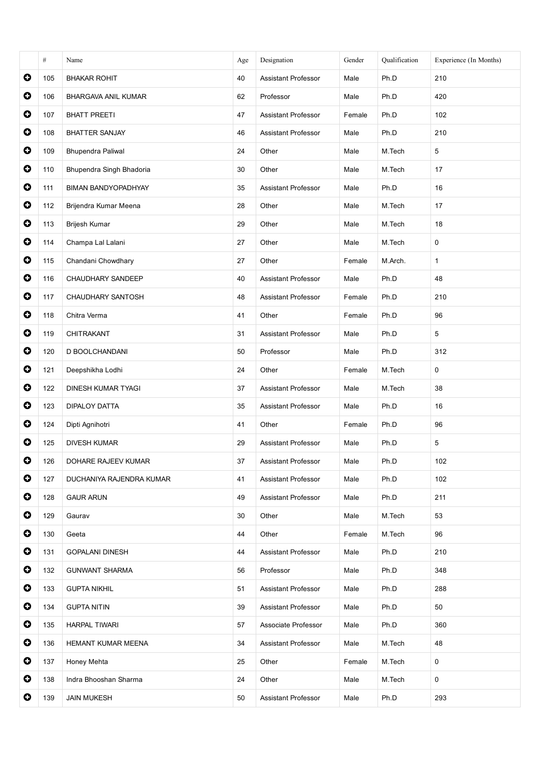| | # | Name | Age | Designation | Gender | Qualification | Experience (In Months) |
|---|---|---|---|---|---|---|---|
| ⊕ | 105 | BHAKAR ROHIT | 40 | Assistant Professor | Male | Ph.D | 210 |
| ⊕ | 106 | BHARGAVA ANIL KUMAR | 62 | Professor | Male | Ph.D | 420 |
| ⊕ | 107 | BHATT PREETI | 47 | Assistant Professor | Female | Ph.D | 102 |
| ⊕ | 108 | BHATTER SANJAY | 46 | Assistant Professor | Male | Ph.D | 210 |
| ⊕ | 109 | Bhupendra Paliwal | 24 | Other | Male | M.Tech | 5 |
| ⊕ | 110 | Bhupendra Singh Bhadoria | 30 | Other | Male | M.Tech | 17 |
| ⊕ | 111 | BIMAN BANDYOPADHYAY | 35 | Assistant Professor | Male | Ph.D | 16 |
| ⊕ | 112 | Brijendra Kumar Meena | 28 | Other | Male | M.Tech | 17 |
| ⊕ | 113 | Brijesh Kumar | 29 | Other | Male | M.Tech | 18 |
| ⊕ | 114 | Champa Lal Lalani | 27 | Other | Male | M.Tech | 0 |
| ⊕ | 115 | Chandani Chowdhary | 27 | Other | Female | M.Arch. | 1 |
| ⊕ | 116 | CHAUDHARY SANDEEP | 40 | Assistant Professor | Male | Ph.D | 48 |
| ⊕ | 117 | CHAUDHARY SANTOSH | 48 | Assistant Professor | Female | Ph.D | 210 |
| ⊕ | 118 | Chitra Verma | 41 | Other | Female | Ph.D | 96 |
| ⊕ | 119 | CHITRAKANT | 31 | Assistant Professor | Male | Ph.D | 5 |
| ⊕ | 120 | D BOOLCHANDANI | 50 | Professor | Male | Ph.D | 312 |
| ⊕ | 121 | Deepshikha Lodhi | 24 | Other | Female | M.Tech | 0 |
| ⊕ | 122 | DINESH KUMAR TYAGI | 37 | Assistant Professor | Male | M.Tech | 38 |
| ⊕ | 123 | DIPALOY DATTA | 35 | Assistant Professor | Male | Ph.D | 16 |
| ⊕ | 124 | Dipti Agnihotri | 41 | Other | Female | Ph.D | 96 |
| ⊕ | 125 | DIVESH KUMAR | 29 | Assistant Professor | Male | Ph.D | 5 |
| ⊕ | 126 | DOHARE RAJEEV KUMAR | 37 | Assistant Professor | Male | Ph.D | 102 |
| ⊕ | 127 | DUCHANIYA RAJENDRA KUMAR | 41 | Assistant Professor | Male | Ph.D | 102 |
| ⊕ | 128 | GAUR ARUN | 49 | Assistant Professor | Male | Ph.D | 211 |
| ⊕ | 129 | Gaurav | 30 | Other | Male | M.Tech | 53 |
| ⊕ | 130 | Geeta | 44 | Other | Female | M.Tech | 96 |
| ⊕ | 131 | GOPALANI DINESH | 44 | Assistant Professor | Male | Ph.D | 210 |
| ⊕ | 132 | GUNWANT SHARMA | 56 | Professor | Male | Ph.D | 348 |
| ⊕ | 133 | GUPTA NIKHIL | 51 | Assistant Professor | Male | Ph.D | 288 |
| ⊕ | 134 | GUPTA NITIN | 39 | Assistant Professor | Male | Ph.D | 50 |
| ⊕ | 135 | HARPAL TIWARI | 57 | Associate Professor | Male | Ph.D | 360 |
| ⊕ | 136 | HEMANT KUMAR MEENA | 34 | Assistant Professor | Male | M.Tech | 48 |
| ⊕ | 137 | Honey Mehta | 25 | Other | Female | M.Tech | 0 |
| ⊕ | 138 | Indra Bhooshan Sharma | 24 | Other | Male | M.Tech | 0 |
| ⊕ | 139 | JAIN MUKESH | 50 | Assistant Professor | Male | Ph.D | 293 |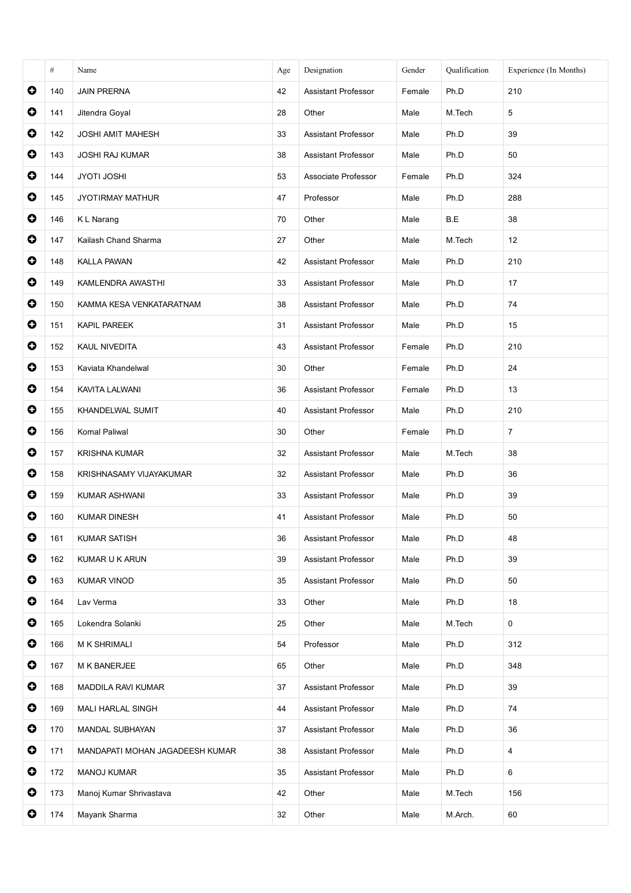|  | # | Name | Age | Designation | Gender | Qualification | Experience (In Months) |
|---|---|---|---|---|---|---|---|
| ⊕ | 140 | JAIN PRERNA | 42 | Assistant Professor | Female | Ph.D | 210 |
| ⊕ | 141 | Jitendra Goyal | 28 | Other | Male | M.Tech | 5 |
| ⊕ | 142 | JOSHI AMIT MAHESH | 33 | Assistant Professor | Male | Ph.D | 39 |
| ⊕ | 143 | JOSHI RAJ KUMAR | 38 | Assistant Professor | Male | Ph.D | 50 |
| ⊕ | 144 | JYOTI JOSHI | 53 | Associate Professor | Female | Ph.D | 324 |
| ⊕ | 145 | JYOTIRMAY MATHUR | 47 | Professor | Male | Ph.D | 288 |
| ⊕ | 146 | K L Narang | 70 | Other | Male | B.E | 38 |
| ⊕ | 147 | Kailash Chand Sharma | 27 | Other | Male | M.Tech | 12 |
| ⊕ | 148 | KALLA PAWAN | 42 | Assistant Professor | Male | Ph.D | 210 |
| ⊕ | 149 | KAMLENDRA AWASTHI | 33 | Assistant Professor | Male | Ph.D | 17 |
| ⊕ | 150 | KAMMA KESA VENKATARATNAM | 38 | Assistant Professor | Male | Ph.D | 74 |
| ⊕ | 151 | KAPIL PAREEK | 31 | Assistant Professor | Male | Ph.D | 15 |
| ⊕ | 152 | KAUL NIVEDITA | 43 | Assistant Professor | Female | Ph.D | 210 |
| ⊕ | 153 | Kaviata Khandelwal | 30 | Other | Female | Ph.D | 24 |
| ⊕ | 154 | KAVITA LALWANI | 36 | Assistant Professor | Female | Ph.D | 13 |
| ⊕ | 155 | KHANDELWAL SUMIT | 40 | Assistant Professor | Male | Ph.D | 210 |
| ⊕ | 156 | Komal Paliwal | 30 | Other | Female | Ph.D | 7 |
| ⊕ | 157 | KRISHNA KUMAR | 32 | Assistant Professor | Male | M.Tech | 38 |
| ⊕ | 158 | KRISHNASAMY VIJAYAKUMAR | 32 | Assistant Professor | Male | Ph.D | 36 |
| ⊕ | 159 | KUMAR ASHWANI | 33 | Assistant Professor | Male | Ph.D | 39 |
| ⊕ | 160 | KUMAR DINESH | 41 | Assistant Professor | Male | Ph.D | 50 |
| ⊕ | 161 | KUMAR SATISH | 36 | Assistant Professor | Male | Ph.D | 48 |
| ⊕ | 162 | KUMAR U K ARUN | 39 | Assistant Professor | Male | Ph.D | 39 |
| ⊕ | 163 | KUMAR VINOD | 35 | Assistant Professor | Male | Ph.D | 50 |
| ⊕ | 164 | Lav Verma | 33 | Other | Male | Ph.D | 18 |
| ⊕ | 165 | Lokendra Solanki | 25 | Other | Male | M.Tech | 0 |
| ⊕ | 166 | M K SHRIMALI | 54 | Professor | Male | Ph.D | 312 |
| ⊕ | 167 | M K BANERJEE | 65 | Other | Male | Ph.D | 348 |
| ⊕ | 168 | MADDILA RAVI KUMAR | 37 | Assistant Professor | Male | Ph.D | 39 |
| ⊕ | 169 | MALI HARLAL SINGH | 44 | Assistant Professor | Male | Ph.D | 74 |
| ⊕ | 170 | MANDAL SUBHAYAN | 37 | Assistant Professor | Male | Ph.D | 36 |
| ⊕ | 171 | MANDAPATI MOHAN JAGADEESH KUMAR | 38 | Assistant Professor | Male | Ph.D | 4 |
| ⊕ | 172 | MANOJ KUMAR | 35 | Assistant Professor | Male | Ph.D | 6 |
| ⊕ | 173 | Manoj Kumar Shrivastava | 42 | Other | Male | M.Tech | 156 |
| ⊕ | 174 | Mayank Sharma | 32 | Other | Male | M.Arch. | 60 |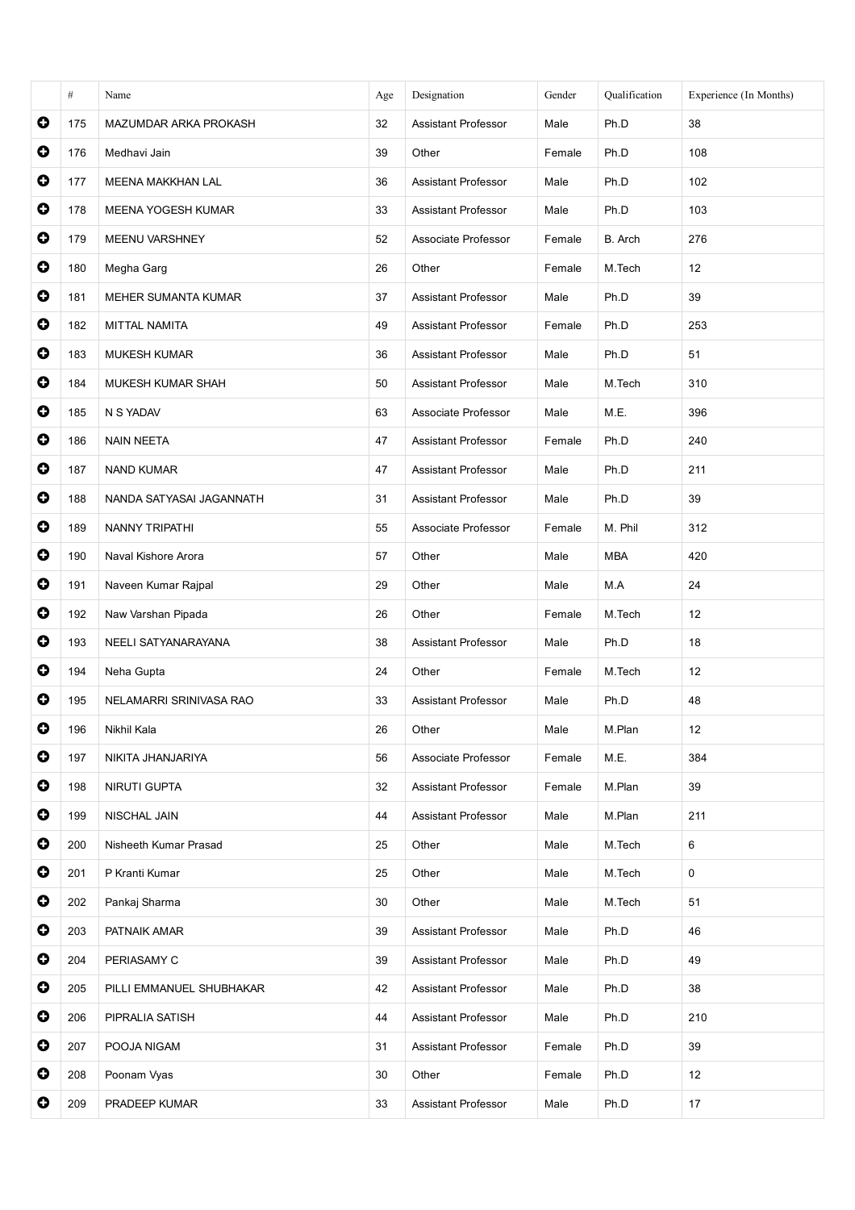| | # | Name | Age | Designation | Gender | Qualification | Experience (In Months) |
|---|---|---|---|---|---|---|---|
| ➕ | 175 | MAZUMDAR ARKA PROKASH | 32 | Assistant Professor | Male | Ph.D | 38 |
| ➕ | 176 | Medhavi Jain | 39 | Other | Female | Ph.D | 108 |
| ➕ | 177 | MEENA MAKKHAN LAL | 36 | Assistant Professor | Male | Ph.D | 102 |
| ➕ | 178 | MEENA YOGESH KUMAR | 33 | Assistant Professor | Male | Ph.D | 103 |
| ➕ | 179 | MEENU VARSHNEY | 52 | Associate Professor | Female | B. Arch | 276 |
| ➕ | 180 | Megha Garg | 26 | Other | Female | M.Tech | 12 |
| ➕ | 181 | MEHER SUMANTA KUMAR | 37 | Assistant Professor | Male | Ph.D | 39 |
| ➕ | 182 | MITTAL NAMITA | 49 | Assistant Professor | Female | Ph.D | 253 |
| ➕ | 183 | MUKESH KUMAR | 36 | Assistant Professor | Male | Ph.D | 51 |
| ➕ | 184 | MUKESH KUMAR SHAH | 50 | Assistant Professor | Male | M.Tech | 310 |
| ➕ | 185 | N S YADAV | 63 | Associate Professor | Male | M.E. | 396 |
| ➕ | 186 | NAIN NEETA | 47 | Assistant Professor | Female | Ph.D | 240 |
| ➕ | 187 | NAND KUMAR | 47 | Assistant Professor | Male | Ph.D | 211 |
| ➕ | 188 | NANDA SATYASAI JAGANNATH | 31 | Assistant Professor | Male | Ph.D | 39 |
| ➕ | 189 | NANNY TRIPATHI | 55 | Associate Professor | Female | M. Phil | 312 |
| ➕ | 190 | Naval Kishore Arora | 57 | Other | Male | MBA | 420 |
| ➕ | 191 | Naveen Kumar Rajpal | 29 | Other | Male | M.A | 24 |
| ➕ | 192 | Naw Varshan Pipada | 26 | Other | Female | M.Tech | 12 |
| ➕ | 193 | NEELI SATYANARAYANA | 38 | Assistant Professor | Male | Ph.D | 18 |
| ➕ | 194 | Neha Gupta | 24 | Other | Female | M.Tech | 12 |
| ➕ | 195 | NELAMARRI SRINIVASA RAO | 33 | Assistant Professor | Male | Ph.D | 48 |
| ➕ | 196 | Nikhil Kala | 26 | Other | Male | M.Plan | 12 |
| ➕ | 197 | NIKITA JHANJARIYA | 56 | Associate Professor | Female | M.E. | 384 |
| ➕ | 198 | NIRUTI GUPTA | 32 | Assistant Professor | Female | M.Plan | 39 |
| ➕ | 199 | NISCHAL JAIN | 44 | Assistant Professor | Male | M.Plan | 211 |
| ➕ | 200 | Nisheeth Kumar Prasad | 25 | Other | Male | M.Tech | 6 |
| ➕ | 201 | P Kranti Kumar | 25 | Other | Male | M.Tech | 0 |
| ➕ | 202 | Pankaj Sharma | 30 | Other | Male | M.Tech | 51 |
| ➕ | 203 | PATNAIK AMAR | 39 | Assistant Professor | Male | Ph.D | 46 |
| ➕ | 204 | PERIASAMY C | 39 | Assistant Professor | Male | Ph.D | 49 |
| ➕ | 205 | PILLI EMMANUEL SHUBHAKAR | 42 | Assistant Professor | Male | Ph.D | 38 |
| ➕ | 206 | PIPRALIA SATISH | 44 | Assistant Professor | Male | Ph.D | 210 |
| ➕ | 207 | POOJA NIGAM | 31 | Assistant Professor | Female | Ph.D | 39 |
| ➕ | 208 | Poonam Vyas | 30 | Other | Female | Ph.D | 12 |
| ➕ | 209 | PRADEEP KUMAR | 33 | Assistant Professor | Male | Ph.D | 17 |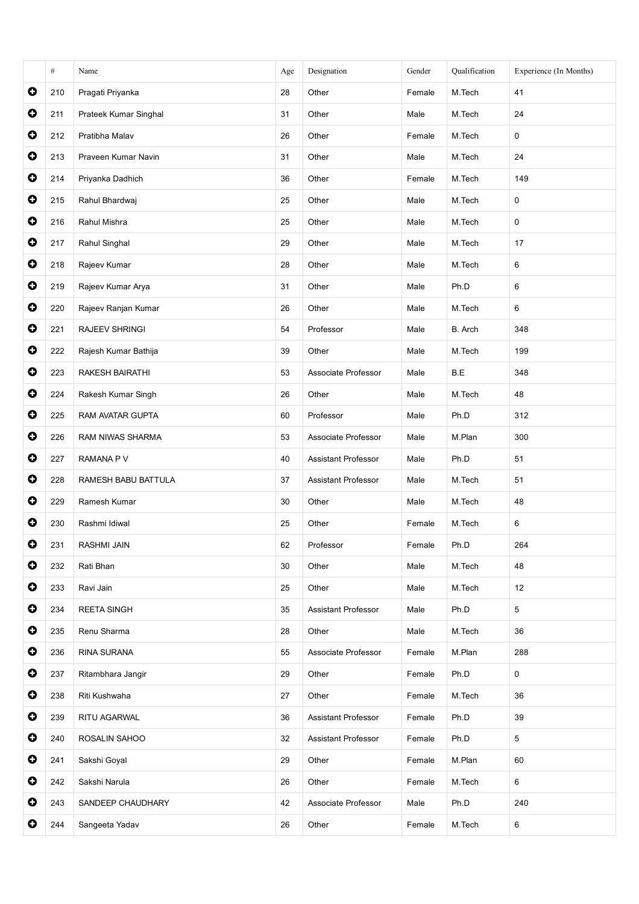| | # | Name | Age | Designation | Gender | Qualification | Experience (In Months) |
|---|---|---|---|---|---|---|---|
| ⊕ | 210 | Pragati Priyanka | 28 | Other | Female | M.Tech | 41 |
| ⊕ | 211 | Prateek Kumar Singhal | 31 | Other | Male | M.Tech | 24 |
| ⊕ | 212 | Pratibha Malav | 26 | Other | Female | M.Tech | 0 |
| ⊕ | 213 | Praveen Kumar Navin | 31 | Other | Male | M.Tech | 24 |
| ⊕ | 214 | Priyanka Dadhich | 36 | Other | Female | M.Tech | 149 |
| ⊕ | 215 | Rahul Bhardwaj | 25 | Other | Male | M.Tech | 0 |
| ⊕ | 216 | Rahul Mishra | 25 | Other | Male | M.Tech | 0 |
| ⊕ | 217 | Rahul Singhal | 29 | Other | Male | M.Tech | 17 |
| ⊕ | 218 | Rajeev Kumar | 28 | Other | Male | M.Tech | 6 |
| ⊕ | 219 | Rajeev Kumar Arya | 31 | Other | Male | Ph.D | 6 |
| ⊕ | 220 | Rajeev Ranjan Kumar | 26 | Other | Male | M.Tech | 6 |
| ⊕ | 221 | RAJEEV SHRINGI | 54 | Professor | Male | B. Arch | 348 |
| ⊕ | 222 | Rajesh Kumar Bathija | 39 | Other | Male | M.Tech | 199 |
| ⊕ | 223 | RAKESH BAIRATHI | 53 | Associate Professor | Male | B.E | 348 |
| ⊕ | 224 | Rakesh Kumar Singh | 26 | Other | Male | M.Tech | 48 |
| ⊕ | 225 | RAM AVATAR GUPTA | 60 | Professor | Male | Ph.D | 312 |
| ⊕ | 226 | RAM NIWAS SHARMA | 53 | Associate Professor | Male | M.Plan | 300 |
| ⊕ | 227 | RAMANA P V | 40 | Assistant Professor | Male | Ph.D | 51 |
| ⊕ | 228 | RAMESH BABU BATTULA | 37 | Assistant Professor | Male | M.Tech | 51 |
| ⊕ | 229 | Ramesh Kumar | 30 | Other | Male | M.Tech | 48 |
| ⊕ | 230 | Rashmi Idiwal | 25 | Other | Female | M.Tech | 6 |
| ⊕ | 231 | RASHMI JAIN | 62 | Professor | Female | Ph.D | 264 |
| ⊕ | 232 | Rati Bhan | 30 | Other | Male | M.Tech | 48 |
| ⊕ | 233 | Ravi Jain | 25 | Other | Male | M.Tech | 12 |
| ⊕ | 234 | REETA SINGH | 35 | Assistant Professor | Male | Ph.D | 5 |
| ⊕ | 235 | Renu Sharma | 28 | Other | Male | M.Tech | 36 |
| ⊕ | 236 | RINA SURANA | 55 | Associate Professor | Female | M.Plan | 288 |
| ⊕ | 237 | Ritambhara Jangir | 29 | Other | Female | Ph.D | 0 |
| ⊕ | 238 | Riti Kushwaha | 27 | Other | Female | M.Tech | 36 |
| ⊕ | 239 | RITU AGARWAL | 36 | Assistant Professor | Female | Ph.D | 39 |
| ⊕ | 240 | ROSALIN SAHOO | 32 | Assistant Professor | Female | Ph.D | 5 |
| ⊕ | 241 | Sakshi Goyal | 29 | Other | Female | M.Plan | 60 |
| ⊕ | 242 | Sakshi Narula | 26 | Other | Female | M.Tech | 6 |
| ⊕ | 243 | SANDEEP CHAUDHARY | 42 | Associate Professor | Male | Ph.D | 240 |
| ⊕ | 244 | Sangeeta Yadav | 26 | Other | Female | M.Tech | 6 |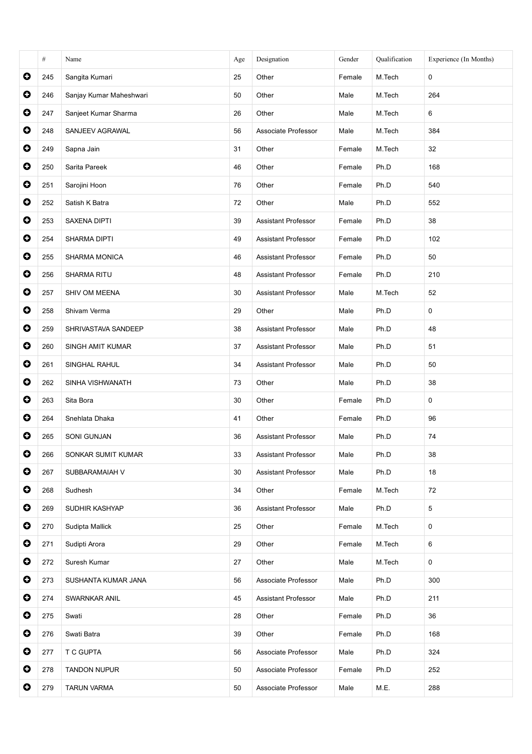| | # | Name | Age | Designation | Gender | Qualification | Experience (In Months) |
|---|---|---|---|---|---|---|---|
| ⊕ | 245 | Sangita Kumari | 25 | Other | Female | M.Tech | 0 |
| ⊕ | 246 | Sanjay Kumar Maheshwari | 50 | Other | Male | M.Tech | 264 |
| ⊕ | 247 | Sanjeet Kumar Sharma | 26 | Other | Male | M.Tech | 6 |
| ⊕ | 248 | SANJEEV AGRAWAL | 56 | Associate Professor | Male | M.Tech | 384 |
| ⊕ | 249 | Sapna Jain | 31 | Other | Female | M.Tech | 32 |
| ⊕ | 250 | Sarita Pareek | 46 | Other | Female | Ph.D | 168 |
| ⊕ | 251 | Sarojini Hoon | 76 | Other | Female | Ph.D | 540 |
| ⊕ | 252 | Satish K Batra | 72 | Other | Male | Ph.D | 552 |
| ⊕ | 253 | SAXENA DIPTI | 39 | Assistant Professor | Female | Ph.D | 38 |
| ⊕ | 254 | SHARMA DIPTI | 49 | Assistant Professor | Female | Ph.D | 102 |
| ⊕ | 255 | SHARMA MONICA | 46 | Assistant Professor | Female | Ph.D | 50 |
| ⊕ | 256 | SHARMA RITU | 48 | Assistant Professor | Female | Ph.D | 210 |
| ⊕ | 257 | SHIV OM MEENA | 30 | Assistant Professor | Male | M.Tech | 52 |
| ⊕ | 258 | Shivam Verma | 29 | Other | Male | Ph.D | 0 |
| ⊕ | 259 | SHRIVASTAVA SANDEEP | 38 | Assistant Professor | Male | Ph.D | 48 |
| ⊕ | 260 | SINGH AMIT KUMAR | 37 | Assistant Professor | Male | Ph.D | 51 |
| ⊕ | 261 | SINGHAL RAHUL | 34 | Assistant Professor | Male | Ph.D | 50 |
| ⊕ | 262 | SINHA VISHWANATH | 73 | Other | Male | Ph.D | 38 |
| ⊕ | 263 | Sita Bora | 30 | Other | Female | Ph.D | 0 |
| ⊕ | 264 | Snehlata Dhaka | 41 | Other | Female | Ph.D | 96 |
| ⊕ | 265 | SONI GUNJAN | 36 | Assistant Professor | Male | Ph.D | 74 |
| ⊕ | 266 | SONKAR SUMIT KUMAR | 33 | Assistant Professor | Male | Ph.D | 38 |
| ⊕ | 267 | SUBBARAMAIAH V | 30 | Assistant Professor | Male | Ph.D | 18 |
| ⊕ | 268 | Sudhesh | 34 | Other | Female | M.Tech | 72 |
| ⊕ | 269 | SUDHIR KASHYAP | 36 | Assistant Professor | Male | Ph.D | 5 |
| ⊕ | 270 | Sudipta Mallick | 25 | Other | Female | M.Tech | 0 |
| ⊕ | 271 | Sudipti Arora | 29 | Other | Female | M.Tech | 6 |
| ⊕ | 272 | Suresh Kumar | 27 | Other | Male | M.Tech | 0 |
| ⊕ | 273 | SUSHANTA KUMAR JANA | 56 | Associate Professor | Male | Ph.D | 300 |
| ⊕ | 274 | SWARNKAR ANIL | 45 | Assistant Professor | Male | Ph.D | 211 |
| ⊕ | 275 | Swati | 28 | Other | Female | Ph.D | 36 |
| ⊕ | 276 | Swati Batra | 39 | Other | Female | Ph.D | 168 |
| ⊕ | 277 | T C GUPTA | 56 | Associate Professor | Male | Ph.D | 324 |
| ⊕ | 278 | TANDON NUPUR | 50 | Associate Professor | Female | Ph.D | 252 |
| ⊕ | 279 | TARUN VARMA | 50 | Associate Professor | Male | M.E. | 288 |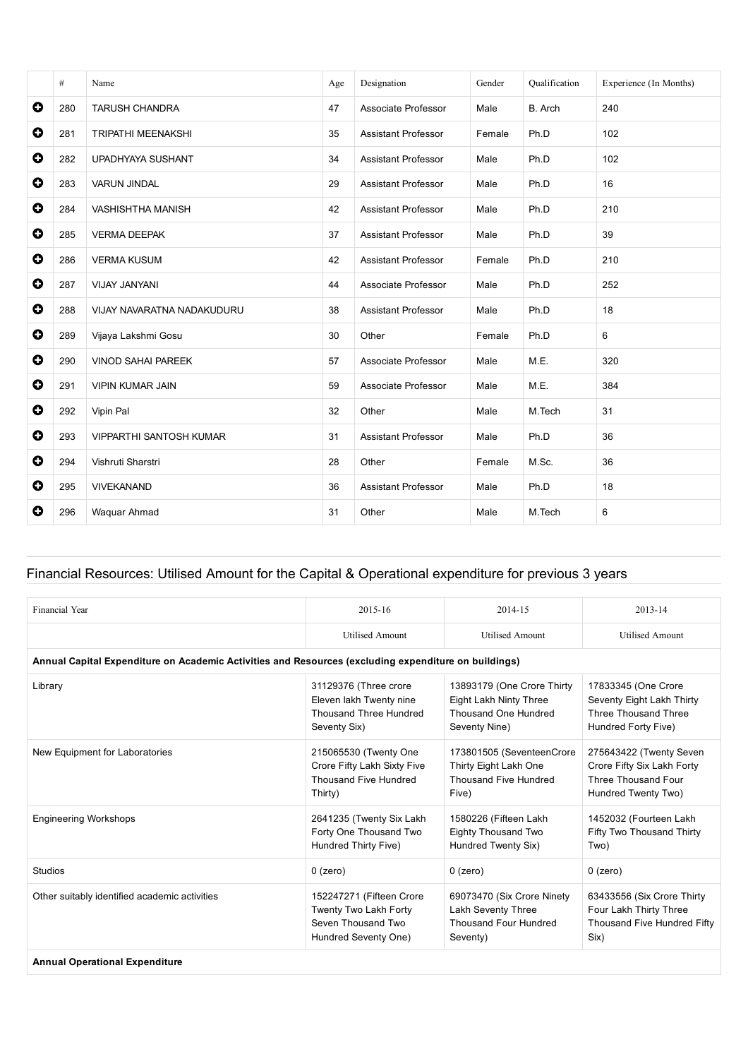| | # | Name | Age | Designation | Gender | Qualification | Experience (In Months) |
|---|---|---|---|---|---|---|---|
| ⊕ | 280 | TARUSH CHANDRA | 47 | Associate Professor | Male | B. Arch | 240 |
| ⊕ | 281 | TRIPATHI MEENAKSHI | 35 | Assistant Professor | Female | Ph.D | 102 |
| ⊕ | 282 | UPADHYAYA SUSHANT | 34 | Assistant Professor | Male | Ph.D | 102 |
| ⊕ | 283 | VARUN JINDAL | 29 | Assistant Professor | Male | Ph.D | 16 |
| ⊕ | 284 | VASHISHTHA MANISH | 42 | Assistant Professor | Male | Ph.D | 210 |
| ⊕ | 285 | VERMA DEEPAK | 37 | Assistant Professor | Male | Ph.D | 39 |
| ⊕ | 286 | VERMA KUSUM | 42 | Assistant Professor | Female | Ph.D | 210 |
| ⊕ | 287 | VIJAY JANYANI | 44 | Associate Professor | Male | Ph.D | 252 |
| ⊕ | 288 | VIJAY NAVARATNA NADAKUDURU | 38 | Assistant Professor | Male | Ph.D | 18 |
| ⊕ | 289 | Vijaya Lakshmi Gosu | 30 | Other | Female | Ph.D | 6 |
| ⊕ | 290 | VINOD SAHAI PAREEK | 57 | Associate Professor | Male | M.E. | 320 |
| ⊕ | 291 | VIPIN KUMAR JAIN | 59 | Associate Professor | Male | M.E. | 384 |
| ⊕ | 292 | Vipin Pal | 32 | Other | Male | M.Tech | 31 |
| ⊕ | 293 | VIPPARTHI SANTOSH KUMAR | 31 | Assistant Professor | Male | Ph.D | 36 |
| ⊕ | 294 | Vishruti Sharstri | 28 | Other | Female | M.Sc. | 36 |
| ⊕ | 295 | VIVEKANAND | 36 | Assistant Professor | Male | Ph.D | 18 |
| ⊕ | 296 | Waquar Ahmad | 31 | Other | Male | M.Tech | 6 |

## Financial Resources: Utilised Amount for the Capital & Operational expenditure for previous 3 years

| Financial Year | 2015-16 | 2014-15 | 2013-14 |
|---|---|---|---|
| | Utilised Amount | Utilised Amount | Utilised Amount |
| **Annual Capital Expenditure on Academic Activities and Resources (excluding expenditure on buildings)** | | | |
| Library | 31129376 (Three crore Eleven lakh Twenty nine Thousand Three Hundred Seventy Six) | 13893179 (One Crore Thirty Eight Lakh Ninty Three Thousand One Hundred Seventy Nine) | 17833345 (One Crore Seventy Eight Lakh Thirty Three Thousand Three Hundred Forty Five) |
| New Equipment for Laboratories | 215065530 (Twenty One Crore Fifty Lakh Sixty Five Thousand Five Hundred Thirty) | 173801505 (SeventeenCrore Thirty Eight Lakh One Thousand Five Hundred Five) | 275643422 (Twenty Seven Crore Fifty Six Lakh Forty Three Thousand Four Hundred Twenty Two) |
| Engineering Workshops | 2641235 (Twenty Six Lakh Forty One Thousand Two Hundred Thirty Five) | 1580226 (Fifteen Lakh Eighty Thousand Two Hundred Twenty Six) | 1452032 (Fourteen Lakh Fifty Two Thousand Thirty Two) |
| Studios | 0 (zero) | 0 (zero) | 0 (zero) |
| Other suitably identified academic activities | 152247271 (Fifteen Crore Twenty Two Lakh Forty Seven Thousand Two Hundred Seventy One) | 69073470 (Six Crore Ninety Lakh Seventy Three Thousand Four Hundred Seventy) | 63433556 (Six Crore Thirty Four Lakh Thirty Three Thousand Five Hundred Fifty Six) |
| **Annual Operational Expenditure** | | | |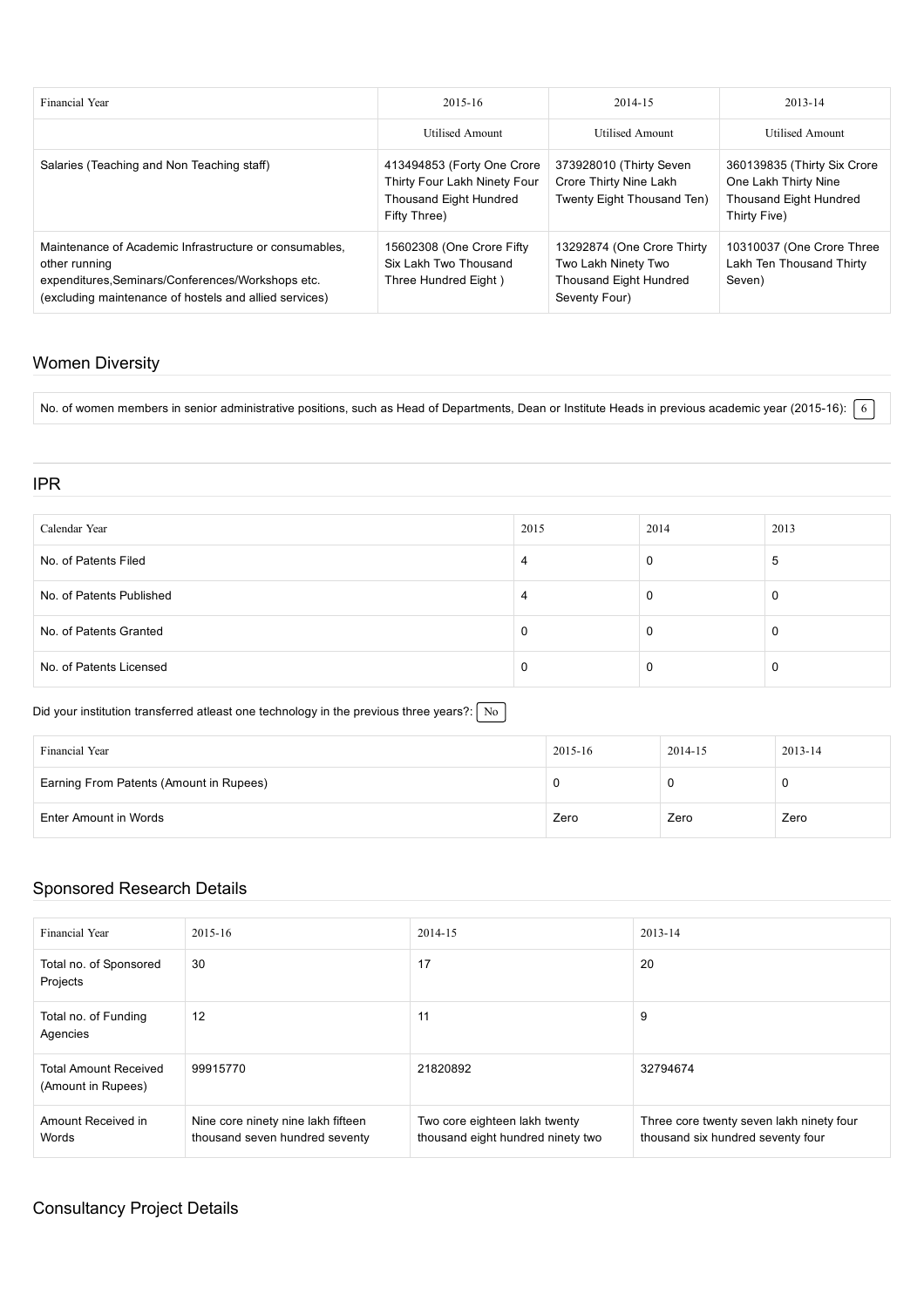| Financial Year | 2015-16 | 2014-15 | 2013-14 |
|---|---|---|---|
| | Utilised Amount | Utilised Amount | Utilised Amount |
| Salaries (Teaching and Non Teaching staff) | 413494853 (Forty One Crore Thirty Four Lakh Ninety Four Thousand Eight Hundred Fifty Three) | 373928010 (Thirty Seven Crore Thirty Nine Lakh Twenty Eight Thousand Ten) | 360139835 (Thirty Six Crore One Lakh Thirty Nine Thousand Eight Hundred Thirty Five) |
| Maintenance of Academic Infrastructure or consumables, other running expenditures,Seminars/Conferences/Workshops etc. (excluding maintenance of hostels and allied services) | 15602308 (One Crore Fifty Six Lakh Two Thousand Three Hundred Eight ) | 13292874 (One Crore Thirty Two Lakh Ninety Two Thousand Eight Hundred Seventy Four) | 10310037 (One Crore Three Lakh Ten Thousand Thirty Seven) |

## Women Diversity

No. of women members in senior administrative positions, such as Head of Departments, Dean or Institute Heads in previous academic year (2015-16): 6

## IPR

| Calendar Year | 2015 | 2014 | 2013 |
|---|---|---|---|
| No. of Patents Filed | 4 | 0 | 5 |
| No. of Patents Published | 4 | 0 | 0 |
| No. of Patents Granted | 0 | 0 | 0 |
| No. of Patents Licensed | 0 | 0 | 0 |

Did your institution transferred atleast one technology in the previous three years?: No

| Financial Year | 2015-16 | 2014-15 | 2013-14 |
|---|---|---|---|
| Earning From Patents (Amount in Rupees) | 0 | 0 | 0 |
| Enter Amount in Words | Zero | Zero | Zero |

## Sponsored Research Details

| Financial Year | 2015-16 | 2014-15 | 2013-14 |
|---|---|---|---|
| Total no. of Sponsored Projects | 30 | 17 | 20 |
| Total no. of Funding Agencies | 12 | 11 | 9 |
| Total Amount Received (Amount in Rupees) | 99915770 | 21820892 | 32794674 |
| Amount Received in Words | Nine core ninety nine lakh fifteen thousand seven hundred seventy | Two core eighteen lakh twenty thousand eight hundred ninety two | Three core twenty seven lakh ninety four thousand six hundred seventy four |

## Consultancy Project Details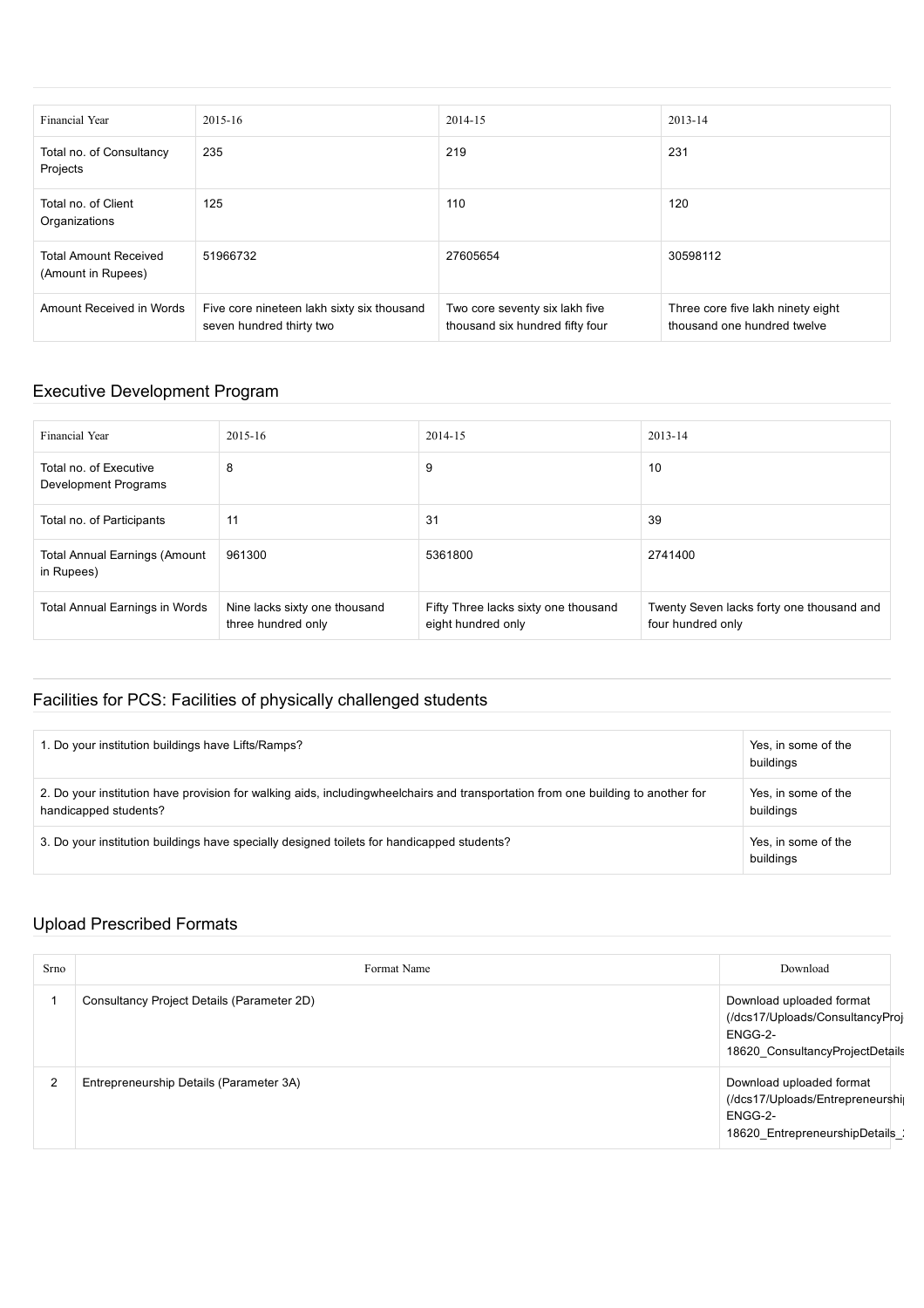| Financial Year | 2015-16 | 2014-15 | 2013-14 |
| --- | --- | --- | --- |
| Total no. of Consultancy Projects | 235 | 219 | 231 |
| Total no. of Client Organizations | 125 | 110 | 120 |
| Total Amount Received (Amount in Rupees) | 51966732 | 27605654 | 30598112 |
| Amount Received in Words | Five core nineteen lakh sixty six thousand seven hundred thirty two | Two core seventy six lakh five thousand six hundred fifty four | Three core five lakh ninety eight thousand one hundred twelve |

## Executive Development Program

| Financial Year | 2015-16 | 2014-15 | 2013-14 |
| --- | --- | --- | --- |
| Total no. of Executive Development Programs | 8 | 9 | 10 |
| Total no. of Participants | 11 | 31 | 39 |
| Total Annual Earnings (Amount in Rupees) | 961300 | 5361800 | 2741400 |
| Total Annual Earnings in Words | Nine lacks sixty one thousand three hundred only | Fifty Three lacks sixty one thousand eight hundred only | Twenty Seven lacks forty one thousand and four hundred only |

## Facilities for PCS: Facilities of physically challenged students

| | |
| --- | --- |
| 1. Do your institution buildings have Lifts/Ramps? | Yes, in some of the buildings |
| 2. Do your institution have provision for walking aids, includingwheelchairs and transportation from one building to another for handicapped students? | Yes, in some of the buildings |
| 3. Do your institution buildings have specially designed toilets for handicapped students? | Yes, in some of the buildings |

## Upload Prescribed Formats

| Srno | Format Name | Download |
| --- | --- | --- |
| 1 | Consultancy Project Details (Parameter 2D) | Download uploaded format (/dcs17/Uploads/ConsultancyProj ENGG-2-18620_ConsultancyProjectDetails |
| 2 | Entrepreneurship Details (Parameter 3A) | Download uploaded format (/dcs17/Uploads/Entrepreneurshi ENGG-2-18620_EntrepreneurshipDetails_ |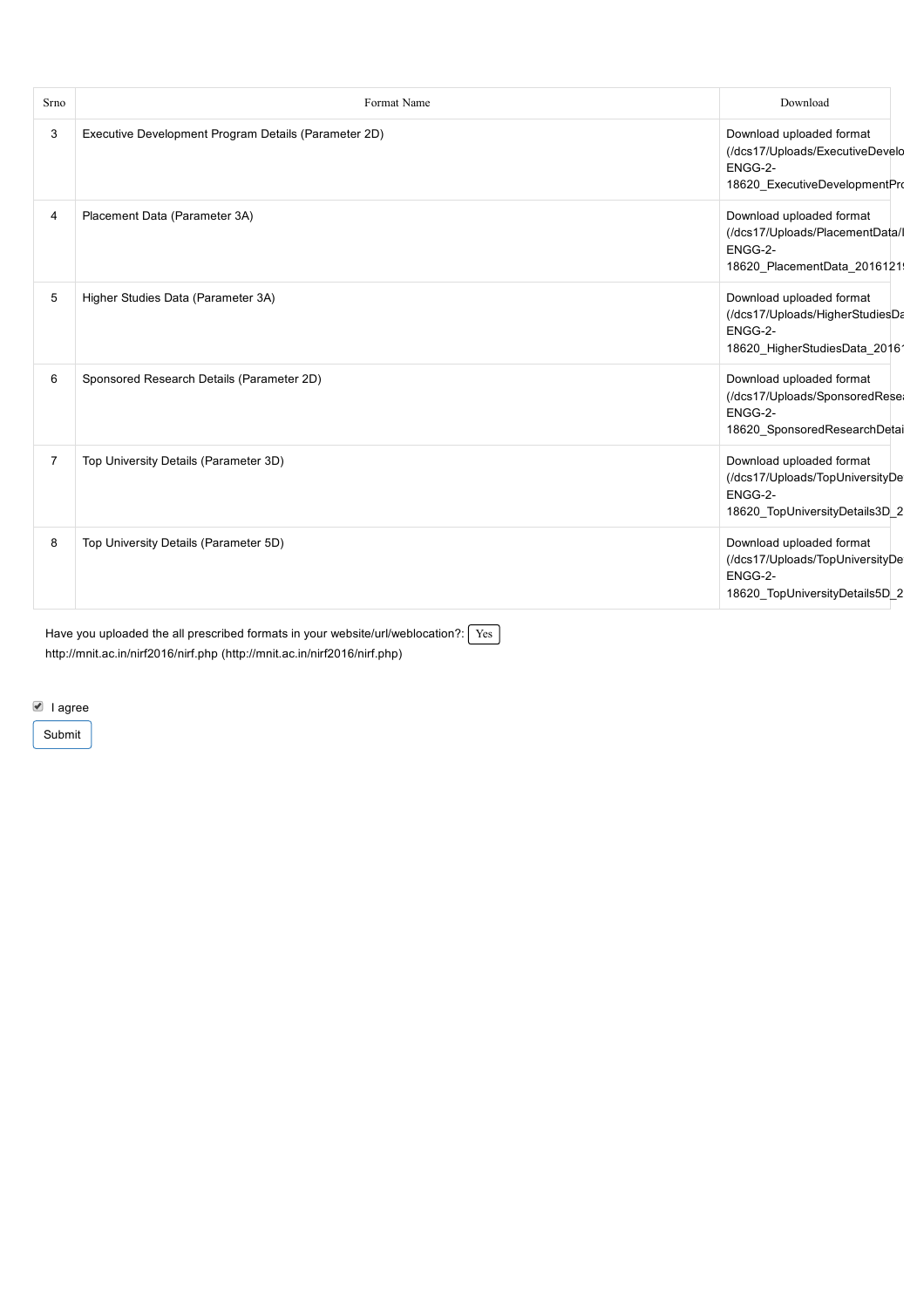| Srno | Format Name | Download |
|---|---|---|
| 3 | Executive Development Program Details (Parameter 2D) | Download uploaded format (/dcs17/Uploads/ExecutiveDevelo ENGG-2-18620_ExecutiveDevelopmentPro |
| 4 | Placement Data (Parameter 3A) | Download uploaded format (/dcs17/Uploads/PlacementData/I ENGG-2-18620_PlacementData_2016121 |
| 5 | Higher Studies Data (Parameter 3A) | Download uploaded format (/dcs17/Uploads/HigherStudiesDa ENGG-2-18620_HigherStudiesData_2016 |
| 6 | Sponsored Research Details (Parameter 2D) | Download uploaded format (/dcs17/Uploads/SponsoredResea ENGG-2-18620_SponsoredResearchDetai |
| 7 | Top University Details (Parameter 3D) | Download uploaded format (/dcs17/Uploads/TopUniversityDe ENGG-2-18620_TopUniversityDetails3D_2 |
| 8 | Top University Details (Parameter 5D) | Download uploaded format (/dcs17/Uploads/TopUniversityDe ENGG-2-18620_TopUniversityDetails5D_2 |

Have you uploaded the all prescribed formats in your website/url/weblocation?: Yes

http://mnit.ac.in/nirf2016/nirf.php (http://mnit.ac.in/nirf2016/nirf.php)

☑ I agree

Submit